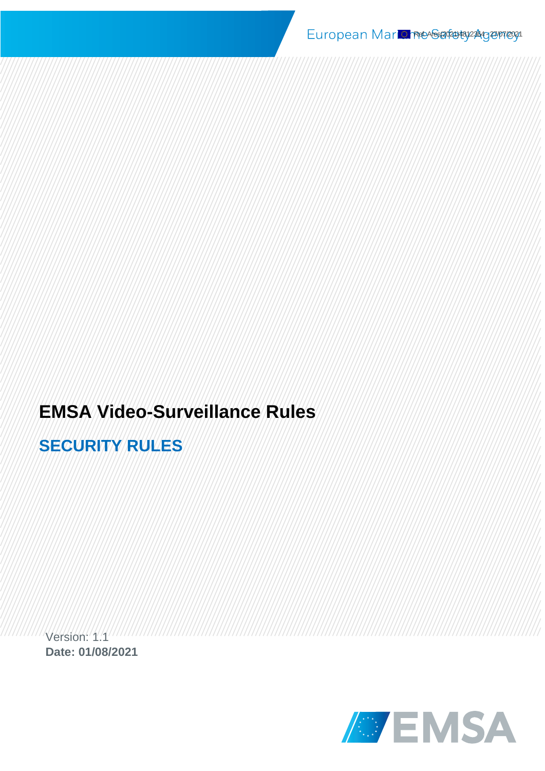# EMSA Video-Surveillance Rules

## SECURITY RULES

Version: 1.1

**Date: 01/08/2021**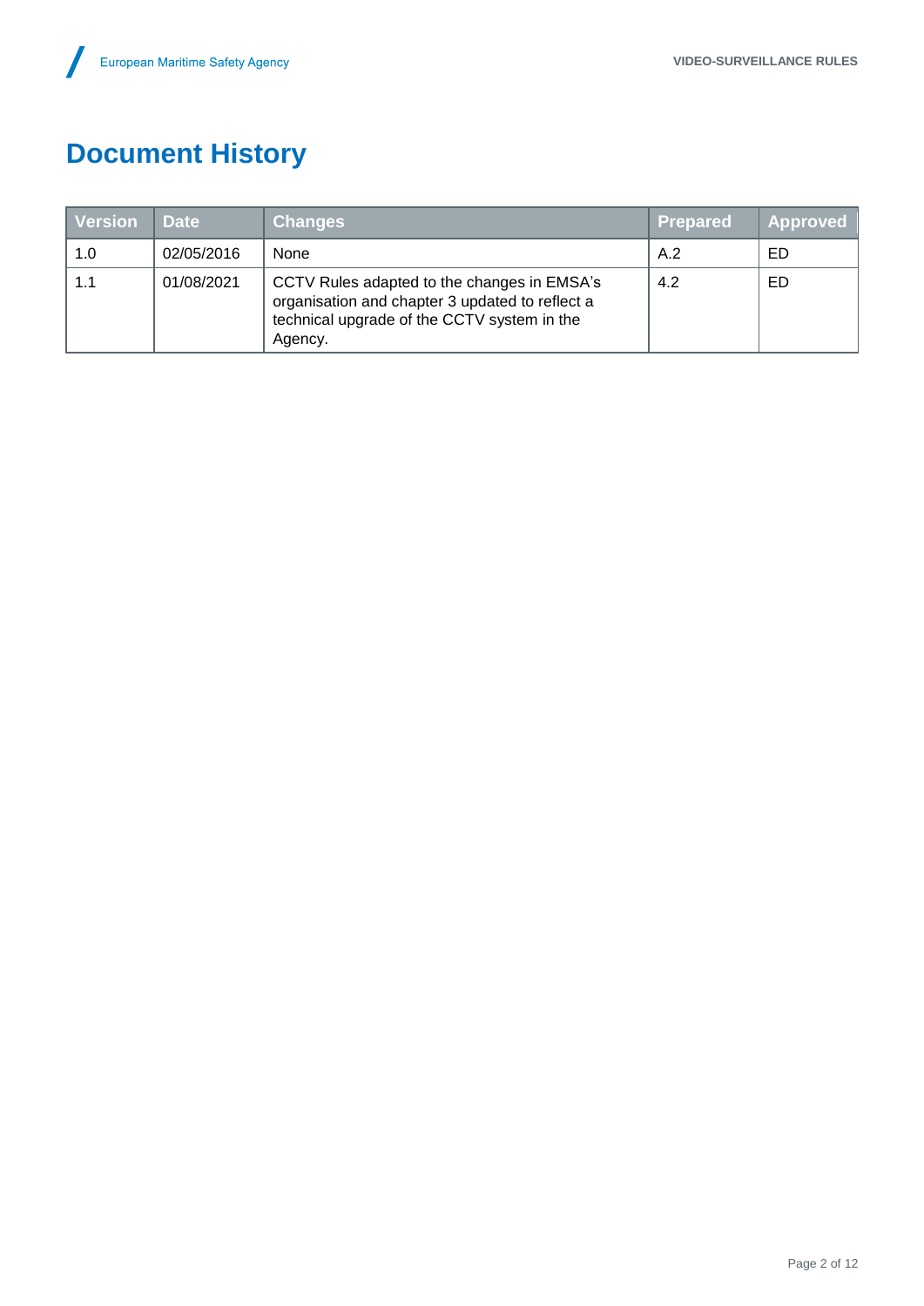# Document History

| Version | Date | Changes | Prepared | Approved |
| --- | --- | --- | --- | --- |
| 1.0 | 02/05/2016 | None | A.2 | ED |
| 1.1 | 01/08/2021 | CCTV Rules adapted to the changes in EMSA's organisation and chapter 3 updated to reflect a technical upgrade of the CCTV system in the Agency. | 4.2 | ED |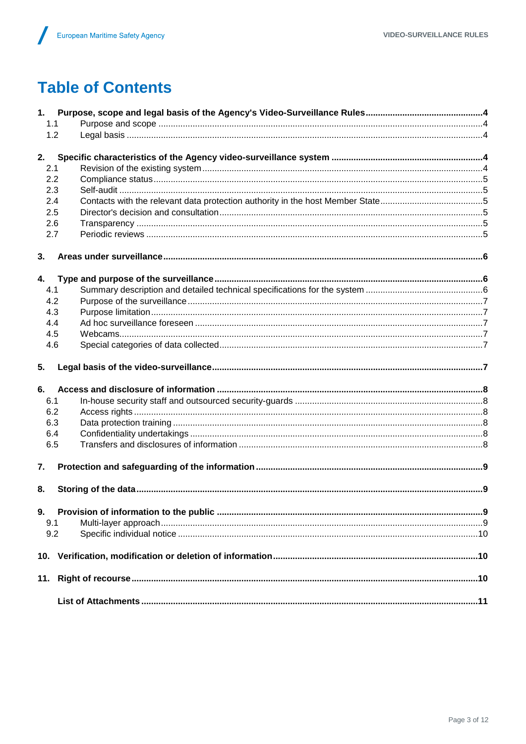# Table of Contents

**1. Purpose, scope and legal basis of the Agency's Video-Surveillance Rules ..... 4**
- 1.1 Purpose and scope ..... 4
- 1.2 Legal basis ..... 4

**2. Specific characteristics of the Agency video-surveillance system ..... 4**
- 2.1 Revision of the existing system ..... 4
- 2.2 Compliance status ..... 5
- 2.3 Self-audit ..... 5
- 2.4 Contacts with the relevant data protection authority in the host Member State ..... 5
- 2.5 Director's decision and consultation ..... 5
- 2.6 Transparency ..... 5
- 2.7 Periodic reviews ..... 5

**3. Areas under surveillance ..... 6**

**4. Type and purpose of the surveillance ..... 6**
- 4.1 Summary description and detailed technical specifications for the system ..... 6
- 4.2 Purpose of the surveillance ..... 7
- 4.3 Purpose limitation ..... 7
- 4.4 Ad hoc surveillance foreseen ..... 7
- 4.5 Webcams ..... 7
- 4.6 Special categories of data collected ..... 7

**5. Legal basis of the video-surveillance ..... 7**

**6. Access and disclosure of information ..... 8**
- 6.1 In-house security staff and outsourced security-guards ..... 8
- 6.2 Access rights ..... 8
- 6.3 Data protection training ..... 8
- 6.4 Confidentiality undertakings ..... 8
- 6.5 Transfers and disclosures of information ..... 8

**7. Protection and safeguarding of the information ..... 9**

**8. Storing of the data ..... 9**

**9. Provision of information to the public ..... 9**
- 9.1 Multi-layer approach ..... 9
- 9.2 Specific individual notice ..... 10

**10. Verification, modification or deletion of information ..... 10**

**11. Right of recourse ..... 10**

**List of Attachments ..... 11**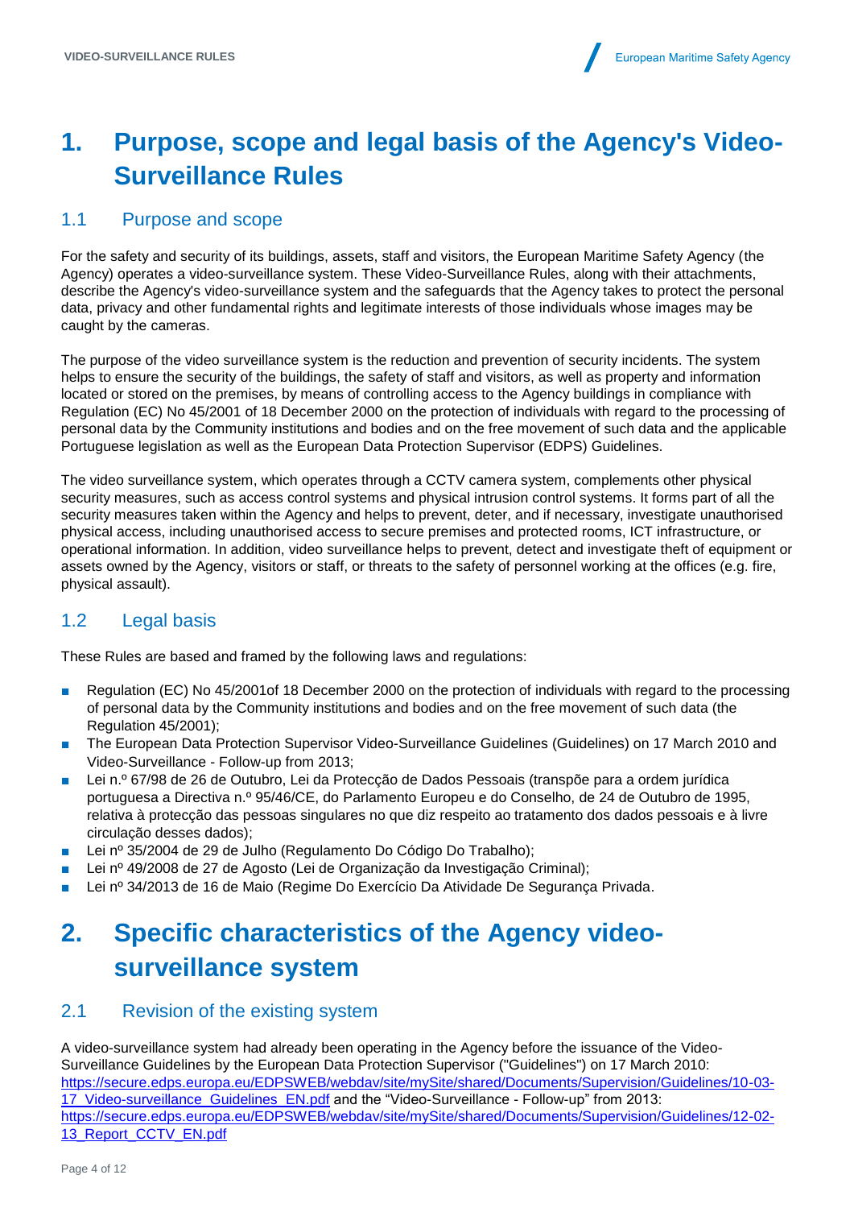# 1. Purpose, scope and legal basis of the Agency's Video-Surveillance Rules

## 1.1 Purpose and scope

For the safety and security of its buildings, assets, staff and visitors, the European Maritime Safety Agency (the Agency) operates a video-surveillance system. These Video-Surveillance Rules, along with their attachments, describe the Agency's video-surveillance system and the safeguards that the Agency takes to protect the personal data, privacy and other fundamental rights and legitimate interests of those individuals whose images may be caught by the cameras.

The purpose of the video surveillance system is the reduction and prevention of security incidents. The system helps to ensure the security of the buildings, the safety of staff and visitors, as well as property and information located or stored on the premises, by means of controlling access to the Agency buildings in compliance with Regulation (EC) No 45/2001 of 18 December 2000 on the protection of individuals with regard to the processing of personal data by the Community institutions and bodies and on the free movement of such data and the applicable Portuguese legislation as well as the European Data Protection Supervisor (EDPS) Guidelines.

The video surveillance system, which operates through a CCTV camera system, complements other physical security measures, such as access control systems and physical intrusion control systems. It forms part of all the security measures taken within the Agency and helps to prevent, deter, and if necessary, investigate unauthorised physical access, including unauthorised access to secure premises and protected rooms, ICT infrastructure, or operational information. In addition, video surveillance helps to prevent, detect and investigate theft of equipment or assets owned by the Agency, visitors or staff, or threats to the safety of personnel working at the offices (e.g. fire, physical assault).

## 1.2 Legal basis

These Rules are based and framed by the following laws and regulations:

- Regulation (EC) No 45/2001of 18 December 2000 on the protection of individuals with regard to the processing of personal data by the Community institutions and bodies and on the free movement of such data (the Regulation 45/2001);
- The European Data Protection Supervisor Video-Surveillance Guidelines (Guidelines) on 17 March 2010 and Video-Surveillance - Follow-up from 2013;
- Lei n.º 67/98 de 26 de Outubro, Lei da Protecção de Dados Pessoais (transpõe para a ordem jurídica portuguesa a Directiva n.º 95/46/CE, do Parlamento Europeu e do Conselho, de 24 de Outubro de 1995, relativa à protecção das pessoas singulares no que diz respeito ao tratamento dos dados pessoais e à livre circulação desses dados);
- Lei nº 35/2004 de 29 de Julho (Regulamento Do Código Do Trabalho);
- Lei nº 49/2008 de 27 de Agosto (Lei de Organização da Investigação Criminal);
- Lei nº 34/2013 de 16 de Maio (Regime Do Exercício Da Atividade De Segurança Privada.

# 2. Specific characteristics of the Agency video-surveillance system

## 2.1 Revision of the existing system

A video-surveillance system had already been operating in the Agency before the issuance of the Video-Surveillance Guidelines by the European Data Protection Supervisor ("Guidelines") on 17 March 2010: [https://secure.edps.europa.eu/EDPSWEB/webdav/site/mySite/shared/Documents/Supervision/Guidelines/10-03-17_Video-surveillance_Guidelines_EN.pdf](https://secure.edps.europa.eu/EDPSWEB/webdav/site/mySite/shared/Documents/Supervision/Guidelines/10-03-17_Video-surveillance_Guidelines_EN.pdf) and the "Video-Surveillance - Follow-up" from 2013: [https://secure.edps.europa.eu/EDPSWEB/webdav/site/mySite/shared/Documents/Supervision/Guidelines/12-02-13_Report_CCTV_EN.pdf](https://secure.edps.europa.eu/EDPSWEB/webdav/site/mySite/shared/Documents/Supervision/Guidelines/12-02-13_Report_CCTV_EN.pdf)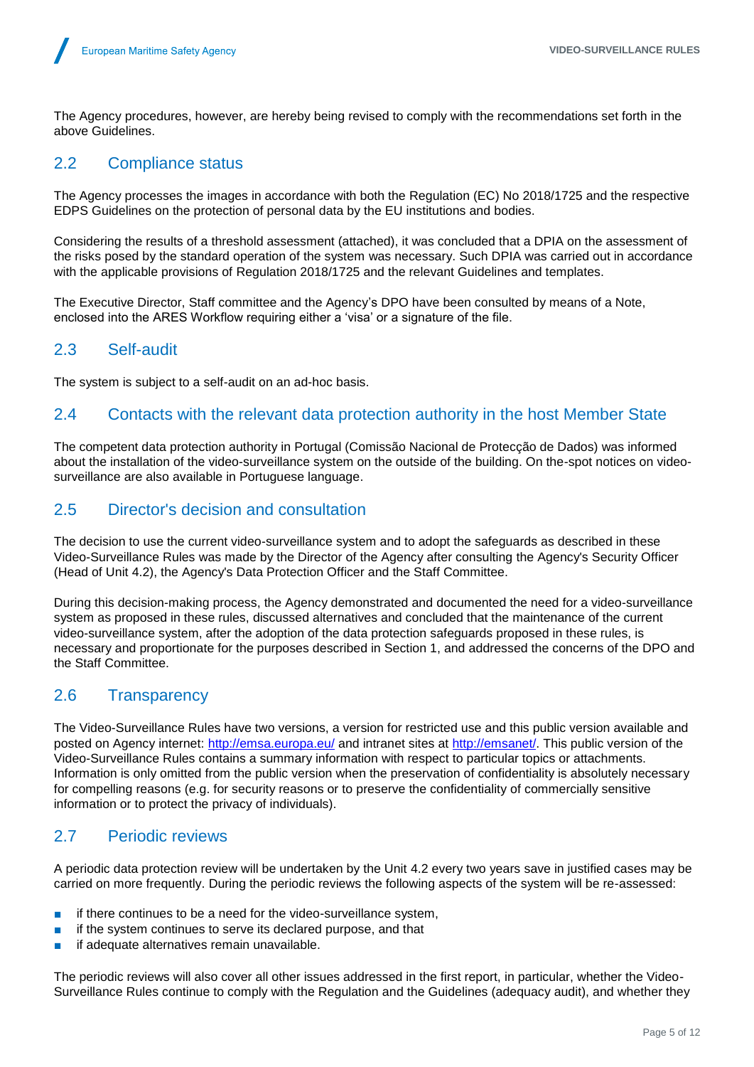The Agency procedures, however, are hereby being revised to comply with the recommendations set forth in the above Guidelines.

## 2.2 Compliance status

The Agency processes the images in accordance with both the Regulation (EC) No 2018/1725 and the respective EDPS Guidelines on the protection of personal data by the EU institutions and bodies.

Considering the results of a threshold assessment (attached), it was concluded that a DPIA on the assessment of the risks posed by the standard operation of the system was necessary. Such DPIA was carried out in accordance with the applicable provisions of Regulation 2018/1725 and the relevant Guidelines and templates.

The Executive Director, Staff committee and the Agency's DPO have been consulted by means of a Note, enclosed into the ARES Workflow requiring either a 'visa' or a signature of the file.

## 2.3 Self-audit

The system is subject to a self-audit on an ad-hoc basis.

## 2.4 Contacts with the relevant data protection authority in the host Member State

The competent data protection authority in Portugal (Comissão Nacional de Protecção de Dados) was informed about the installation of the video-surveillance system on the outside of the building. On the-spot notices on video-surveillance are also available in Portuguese language.

## 2.5 Director's decision and consultation

The decision to use the current video-surveillance system and to adopt the safeguards as described in these Video-Surveillance Rules was made by the Director of the Agency after consulting the Agency's Security Officer (Head of Unit 4.2), the Agency's Data Protection Officer and the Staff Committee.

During this decision-making process, the Agency demonstrated and documented the need for a video-surveillance system as proposed in these rules, discussed alternatives and concluded that the maintenance of the current video-surveillance system, after the adoption of the data protection safeguards proposed in these rules, is necessary and proportionate for the purposes described in Section 1, and addressed the concerns of the DPO and the Staff Committee.

## 2.6 Transparency

The Video-Surveillance Rules have two versions, a version for restricted use and this public version available and posted on Agency internet: http://emsa.europa.eu/ and intranet sites at http://emsanet/. This public version of the Video-Surveillance Rules contains a summary information with respect to particular topics or attachments. Information is only omitted from the public version when the preservation of confidentiality is absolutely necessary for compelling reasons (e.g. for security reasons or to preserve the confidentiality of commercially sensitive information or to protect the privacy of individuals).

## 2.7 Periodic reviews

A periodic data protection review will be undertaken by the Unit 4.2 every two years save in justified cases may be carried on more frequently. During the periodic reviews the following aspects of the system will be re-assessed:

- if there continues to be a need for the video-surveillance system,
- if the system continues to serve its declared purpose, and that
- if adequate alternatives remain unavailable.

The periodic reviews will also cover all other issues addressed in the first report, in particular, whether the Video-Surveillance Rules continue to comply with the Regulation and the Guidelines (adequacy audit), and whether they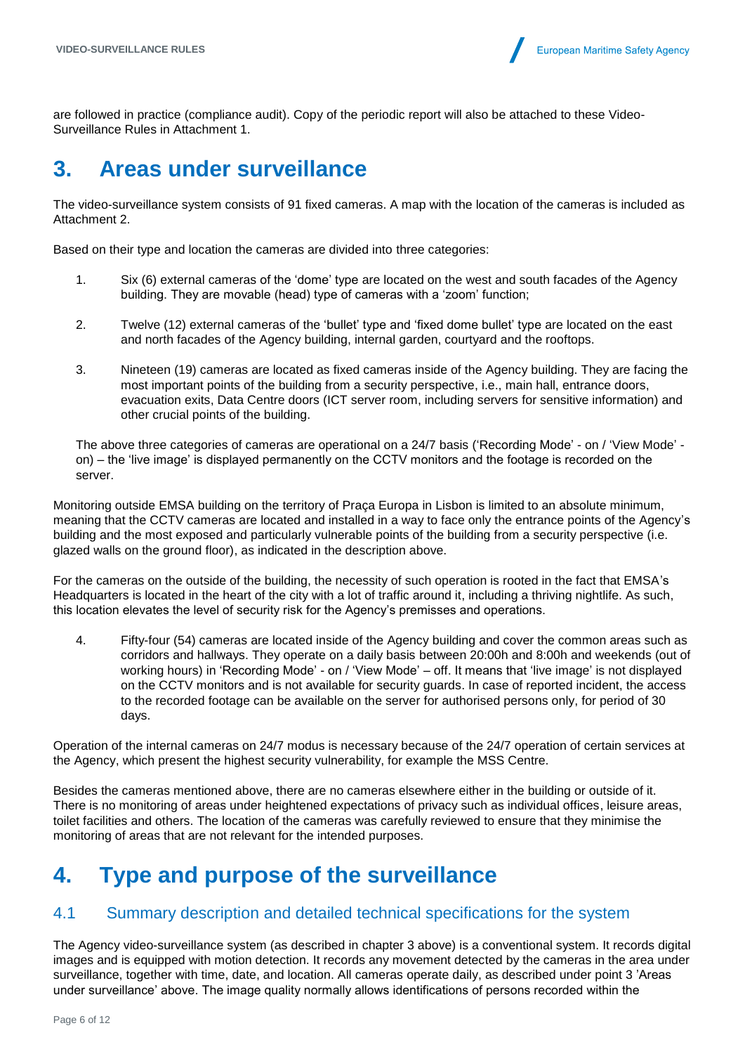are followed in practice (compliance audit). Copy of the periodic report will also be attached to these Video-Surveillance Rules in Attachment 1.

# 3. Areas under surveillance

The video-surveillance system consists of 91 fixed cameras. A map with the location of the cameras is included as Attachment 2.

Based on their type and location the cameras are divided into three categories:

1. Six (6) external cameras of the 'dome' type are located on the west and south facades of the Agency building. They are movable (head) type of cameras with a 'zoom' function;

2. Twelve (12) external cameras of the 'bullet' type and 'fixed dome bullet' type are located on the east and north facades of the Agency building, internal garden, courtyard and the rooftops.

3. Nineteen (19) cameras are located as fixed cameras inside of the Agency building. They are facing the most important points of the building from a security perspective, i.e., main hall, entrance doors, evacuation exits, Data Centre doors (ICT server room, including servers for sensitive information) and other crucial points of the building.

The above three categories of cameras are operational on a 24/7 basis ('Recording Mode' - on / 'View Mode' - on) – the 'live image' is displayed permanently on the CCTV monitors and the footage is recorded on the server.

Monitoring outside EMSA building on the territory of Praça Europa in Lisbon is limited to an absolute minimum, meaning that the CCTV cameras are located and installed in a way to face only the entrance points of the Agency's building and the most exposed and particularly vulnerable points of the building from a security perspective (i.e. glazed walls on the ground floor), as indicated in the description above.

For the cameras on the outside of the building, the necessity of such operation is rooted in the fact that EMSA's Headquarters is located in the heart of the city with a lot of traffic around it, including a thriving nightlife. As such, this location elevates the level of security risk for the Agency's premises and operations.

4. Fifty-four (54) cameras are located inside of the Agency building and cover the common areas such as corridors and hallways. They operate on a daily basis between 20:00h and 8:00h and weekends (out of working hours) in 'Recording Mode' - on / 'View Mode' – off. It means that 'live image' is not displayed on the CCTV monitors and is not available for security guards. In case of reported incident, the access to the recorded footage can be available on the server for authorised persons only, for period of 30 days.

Operation of the internal cameras on 24/7 modus is necessary because of the 24/7 operation of certain services at the Agency, which present the highest security vulnerability, for example the MSS Centre.

Besides the cameras mentioned above, there are no cameras elsewhere either in the building or outside of it. There is no monitoring of areas under heightened expectations of privacy such as individual offices, leisure areas, toilet facilities and others. The location of the cameras was carefully reviewed to ensure that they minimise the monitoring of areas that are not relevant for the intended purposes.

# 4. Type and purpose of the surveillance

## 4.1 Summary description and detailed technical specifications for the system

The Agency video-surveillance system (as described in chapter 3 above) is a conventional system. It records digital images and is equipped with motion detection. It records any movement detected by the cameras in the area under surveillance, together with time, date, and location. All cameras operate daily, as described under point 3 'Areas under surveillance' above. The image quality normally allows identifications of persons recorded within the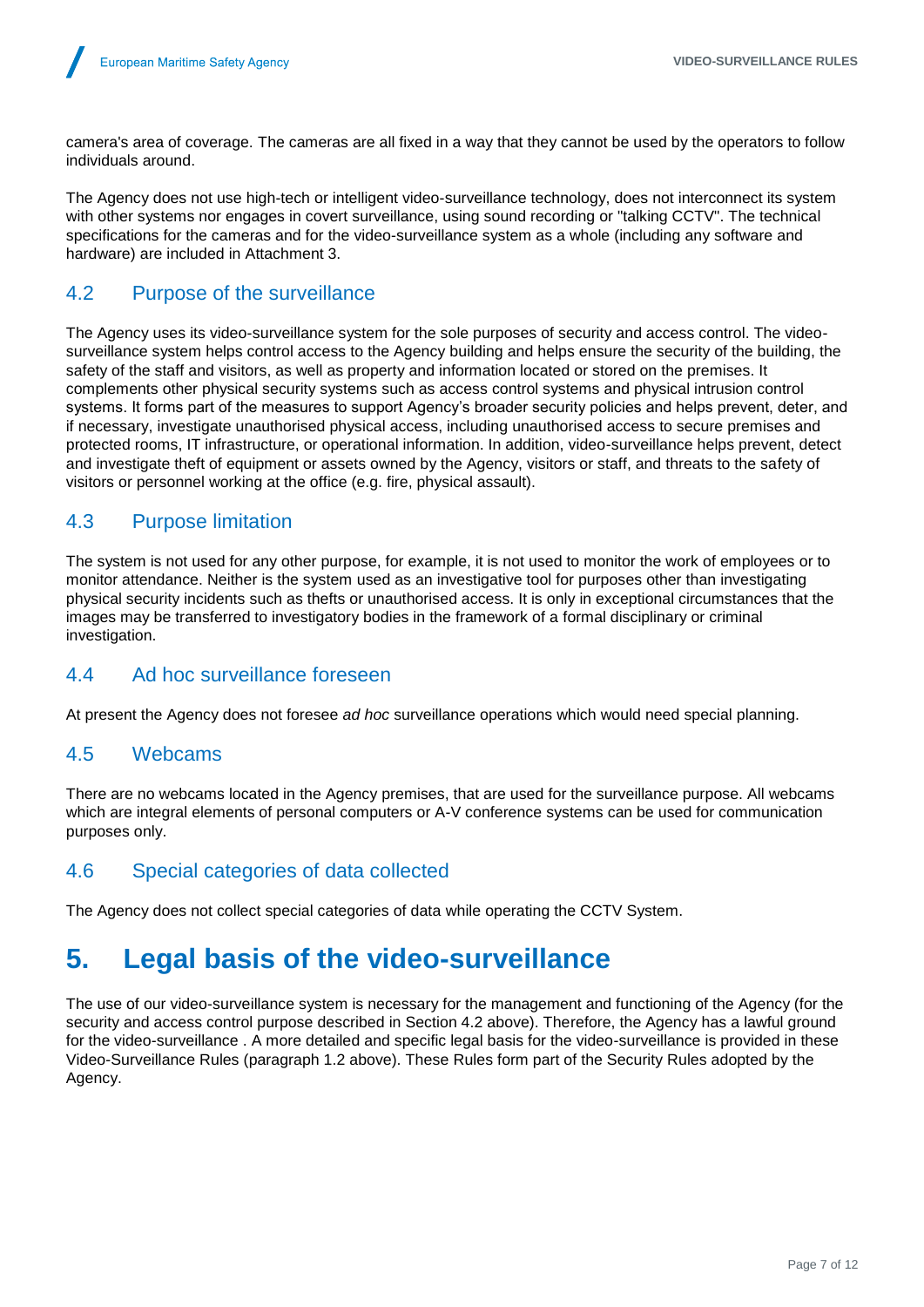camera's area of coverage. The cameras are all fixed in a way that they cannot be used by the operators to follow individuals around.

The Agency does not use high-tech or intelligent video-surveillance technology, does not interconnect its system with other systems nor engages in covert surveillance, using sound recording or "talking CCTV". The technical specifications for the cameras and for the video-surveillance system as a whole (including any software and hardware) are included in Attachment 3.

## 4.2 Purpose of the surveillance

The Agency uses its video-surveillance system for the sole purposes of security and access control. The video-surveillance system helps control access to the Agency building and helps ensure the security of the building, the safety of the staff and visitors, as well as property and information located or stored on the premises. It complements other physical security systems such as access control systems and physical intrusion control systems. It forms part of the measures to support Agency's broader security policies and helps prevent, deter, and if necessary, investigate unauthorised physical access, including unauthorised access to secure premises and protected rooms, IT infrastructure, or operational information. In addition, video-surveillance helps prevent, detect and investigate theft of equipment or assets owned by the Agency, visitors or staff, and threats to the safety of visitors or personnel working at the office (e.g. fire, physical assault).

## 4.3 Purpose limitation

The system is not used for any other purpose, for example, it is not used to monitor the work of employees or to monitor attendance. Neither is the system used as an investigative tool for purposes other than investigating physical security incidents such as thefts or unauthorised access. It is only in exceptional circumstances that the images may be transferred to investigatory bodies in the framework of a formal disciplinary or criminal investigation.

## 4.4 Ad hoc surveillance foreseen

At present the Agency does not foresee *ad hoc* surveillance operations which would need special planning.

## 4.5 Webcams

There are no webcams located in the Agency premises, that are used for the surveillance purpose. All webcams which are integral elements of personal computers or A-V conference systems can be used for communication purposes only.

## 4.6 Special categories of data collected

The Agency does not collect special categories of data while operating the CCTV System.

# 5. Legal basis of the video-surveillance

The use of our video-surveillance system is necessary for the management and functioning of the Agency (for the security and access control purpose described in Section 4.2 above). Therefore, the Agency has a lawful ground for the video-surveillance . A more detailed and specific legal basis for the video-surveillance is provided in these Video-Surveillance Rules (paragraph 1.2 above). These Rules form part of the Security Rules adopted by the Agency.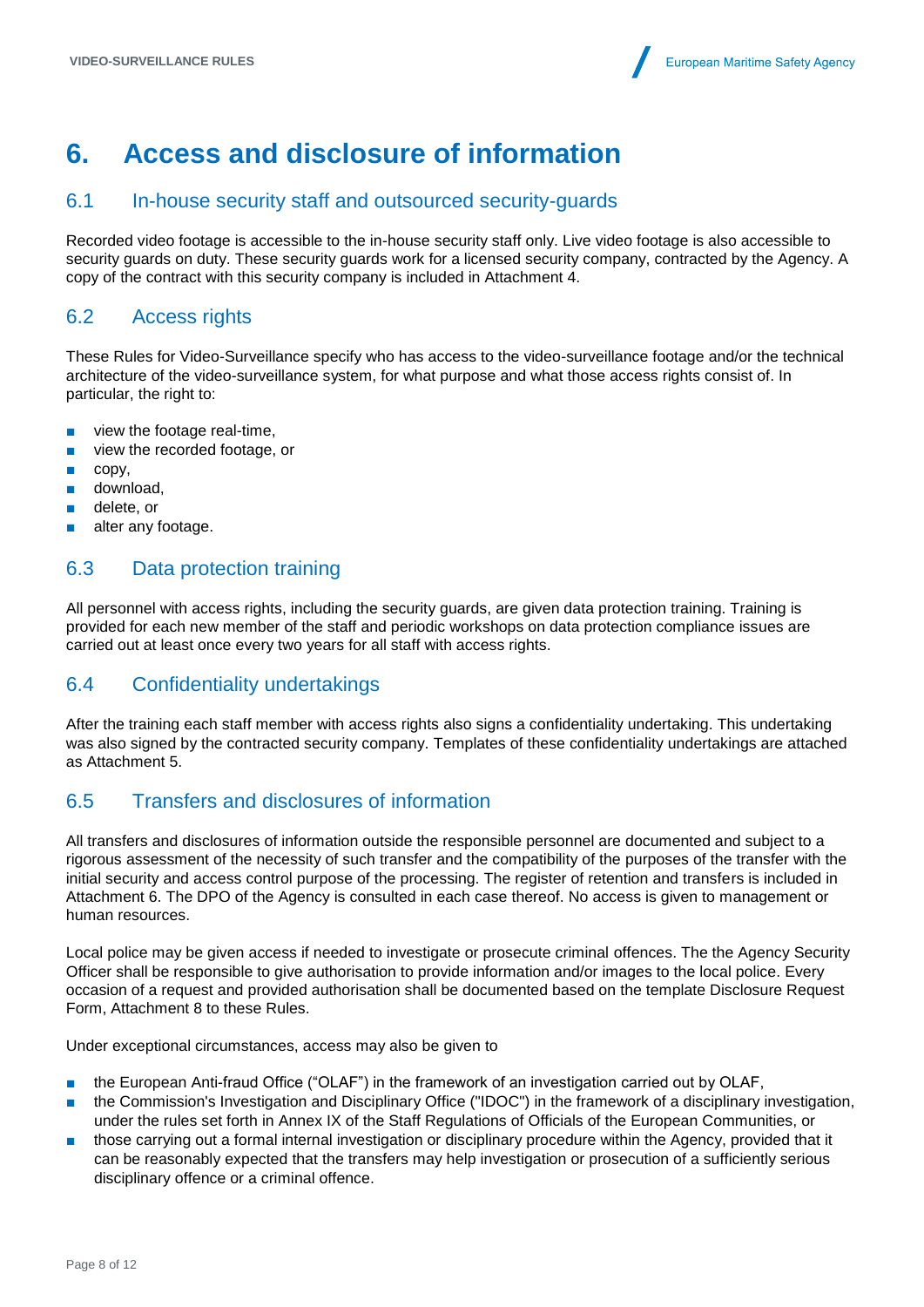# 6. Access and disclosure of information

## 6.1 In-house security staff and outsourced security-guards

Recorded video footage is accessible to the in-house security staff only. Live video footage is also accessible to security guards on duty. These security guards work for a licensed security company, contracted by the Agency. A copy of the contract with this security company is included in Attachment 4.

## 6.2 Access rights

These Rules for Video-Surveillance specify who has access to the video-surveillance footage and/or the technical architecture of the video-surveillance system, for what purpose and what those access rights consist of. In particular, the right to:

- view the footage real-time,
- view the recorded footage, or
- copy,
- download,
- delete, or
- alter any footage.

## 6.3 Data protection training

All personnel with access rights, including the security guards, are given data protection training. Training is provided for each new member of the staff and periodic workshops on data protection compliance issues are carried out at least once every two years for all staff with access rights.

## 6.4 Confidentiality undertakings

After the training each staff member with access rights also signs a confidentiality undertaking. This undertaking was also signed by the contracted security company. Templates of these confidentiality undertakings are attached as Attachment 5.

## 6.5 Transfers and disclosures of information

All transfers and disclosures of information outside the responsible personnel are documented and subject to a rigorous assessment of the necessity of such transfer and the compatibility of the purposes of the transfer with the initial security and access control purpose of the processing. The register of retention and transfers is included in Attachment 6. The DPO of the Agency is consulted in each case thereof. No access is given to management or human resources.

Local police may be given access if needed to investigate or prosecute criminal offences. The the Agency Security Officer shall be responsible to give authorisation to provide information and/or images to the local police. Every occasion of a request and provided authorisation shall be documented based on the template Disclosure Request Form, Attachment 8 to these Rules.

Under exceptional circumstances, access may also be given to

- the European Anti-fraud Office ("OLAF") in the framework of an investigation carried out by OLAF,
- the Commission's Investigation and Disciplinary Office ("IDOC") in the framework of a disciplinary investigation, under the rules set forth in Annex IX of the Staff Regulations of Officials of the European Communities, or
- those carrying out a formal internal investigation or disciplinary procedure within the Agency, provided that it can be reasonably expected that the transfers may help investigation or prosecution of a sufficiently serious disciplinary offence or a criminal offence.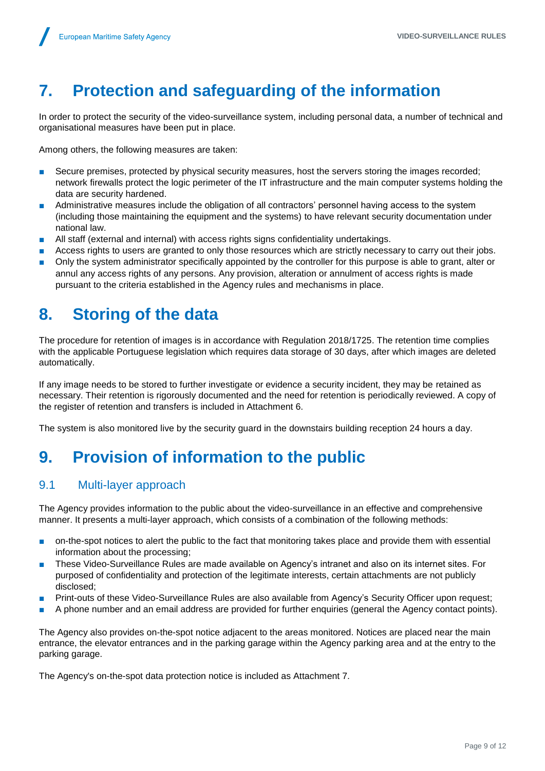# 7. Protection and safeguarding of the information

In order to protect the security of the video-surveillance system, including personal data, a number of technical and organisational measures have been put in place.

Among others, the following measures are taken:

- Secure premises, protected by physical security measures, host the servers storing the images recorded; network firewalls protect the logic perimeter of the IT infrastructure and the main computer systems holding the data are security hardened.
- Administrative measures include the obligation of all contractors' personnel having access to the system (including those maintaining the equipment and the systems) to have relevant security documentation under national law.
- All staff (external and internal) with access rights signs confidentiality undertakings.
- Access rights to users are granted to only those resources which are strictly necessary to carry out their jobs.
- Only the system administrator specifically appointed by the controller for this purpose is able to grant, alter or annul any access rights of any persons. Any provision, alteration or annulment of access rights is made pursuant to the criteria established in the Agency rules and mechanisms in place.

# 8. Storing of the data

The procedure for retention of images is in accordance with Regulation 2018/1725. The retention time complies with the applicable Portuguese legislation which requires data storage of 30 days, after which images are deleted automatically.

If any image needs to be stored to further investigate or evidence a security incident, they may be retained as necessary. Their retention is rigorously documented and the need for retention is periodically reviewed. A copy of the register of retention and transfers is included in Attachment 6.

The system is also monitored live by the security guard in the downstairs building reception 24 hours a day.

# 9. Provision of information to the public

## 9.1 Multi-layer approach

The Agency provides information to the public about the video-surveillance in an effective and comprehensive manner. It presents a multi-layer approach, which consists of a combination of the following methods:

- on-the-spot notices to alert the public to the fact that monitoring takes place and provide them with essential information about the processing;
- These Video-Surveillance Rules are made available on Agency's intranet and also on its internet sites. For purposed of confidentiality and protection of the legitimate interests, certain attachments are not publicly disclosed;
- Print-outs of these Video-Surveillance Rules are also available from Agency's Security Officer upon request;
- A phone number and an email address are provided for further enquiries (general the Agency contact points).

The Agency also provides on-the-spot notice adjacent to the areas monitored. Notices are placed near the main entrance, the elevator entrances and in the parking garage within the Agency parking area and at the entry to the parking garage.

The Agency's on-the-spot data protection notice is included as Attachment 7.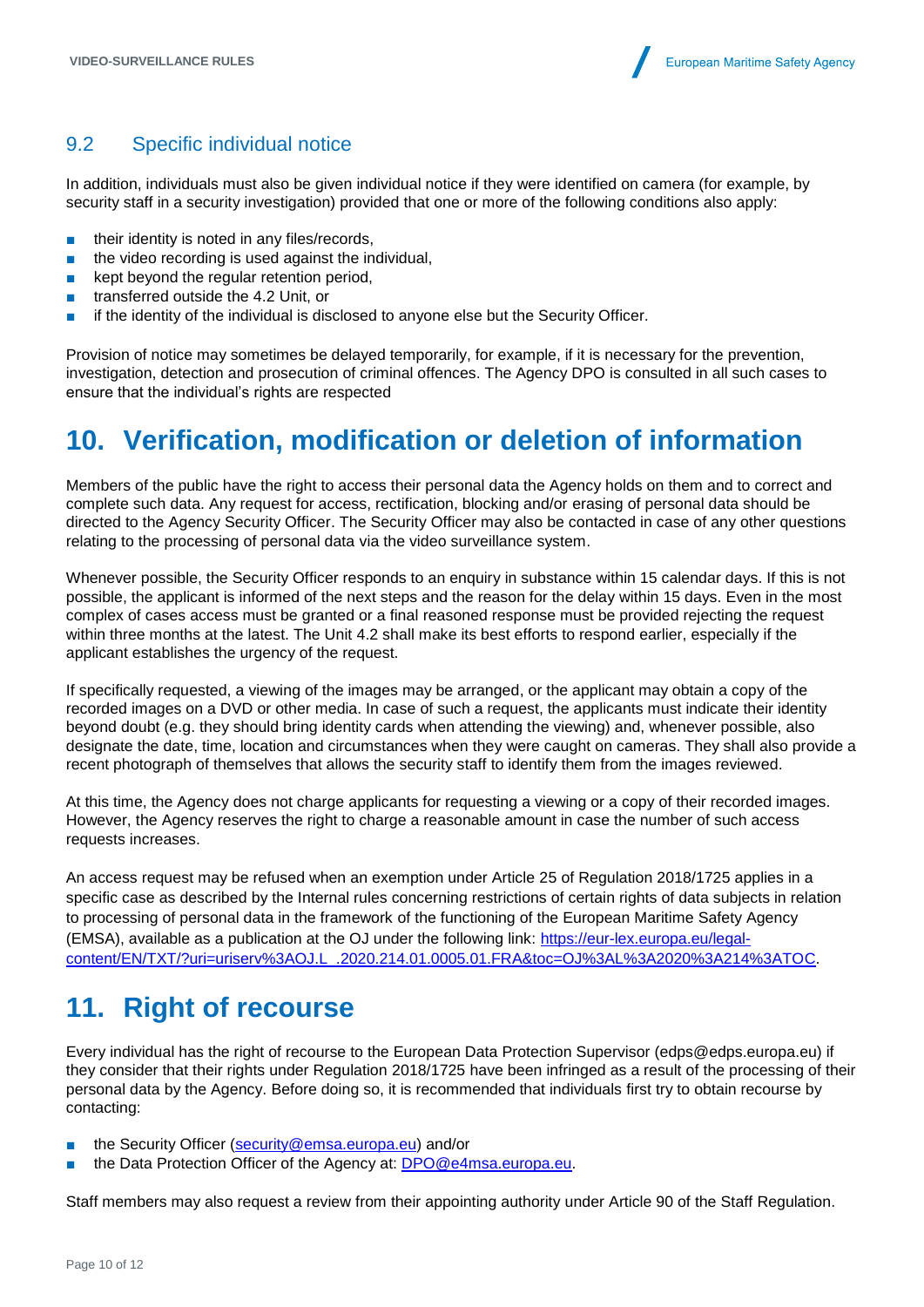### 9.2 Specific individual notice

In addition, individuals must also be given individual notice if they were identified on camera (for example, by security staff in a security investigation) provided that one or more of the following conditions also apply:

- their identity is noted in any files/records,
- the video recording is used against the individual,
- kept beyond the regular retention period,
- transferred outside the 4.2 Unit, or
- if the identity of the individual is disclosed to anyone else but the Security Officer.

Provision of notice may sometimes be delayed temporarily, for example, if it is necessary for the prevention, investigation, detection and prosecution of criminal offences. The Agency DPO is consulted in all such cases to ensure that the individual's rights are respected

# 10. Verification, modification or deletion of information

Members of the public have the right to access their personal data the Agency holds on them and to correct and complete such data. Any request for access, rectification, blocking and/or erasing of personal data should be directed to the Agency Security Officer. The Security Officer may also be contacted in case of any other questions relating to the processing of personal data via the video surveillance system.

Whenever possible, the Security Officer responds to an enquiry in substance within 15 calendar days. If this is not possible, the applicant is informed of the next steps and the reason for the delay within 15 days. Even in the most complex of cases access must be granted or a final reasoned response must be provided rejecting the request within three months at the latest. The Unit 4.2 shall make its best efforts to respond earlier, especially if the applicant establishes the urgency of the request.

If specifically requested, a viewing of the images may be arranged, or the applicant may obtain a copy of the recorded images on a DVD or other media. In case of such a request, the applicants must indicate their identity beyond doubt (e.g. they should bring identity cards when attending the viewing) and, whenever possible, also designate the date, time, location and circumstances when they were caught on cameras. They shall also provide a recent photograph of themselves that allows the security staff to identify them from the images reviewed.

At this time, the Agency does not charge applicants for requesting a viewing or a copy of their recorded images. However, the Agency reserves the right to charge a reasonable amount in case the number of such access requests increases.

An access request may be refused when an exemption under Article 25 of Regulation 2018/1725 applies in a specific case as described by the Internal rules concerning restrictions of certain rights of data subjects in relation to processing of personal data in the framework of the functioning of the European Maritime Safety Agency (EMSA), available as a publication at the OJ under the following link: [https://eur-lex.europa.eu/legal-content/EN/TXT/?uri=uriserv%3AOJ.L_.2020.214.01.0005.01.FRA&toc=OJ%3AL%3A2020%3A214%3ATOC](https://eur-lex.europa.eu/legal-content/EN/TXT/?uri=uriserv%3AOJ.L_.2020.214.01.0005.01.FRA&toc=OJ%3AL%3A2020%3A214%3ATOC).

# 11. Right of recourse

Every individual has the right of recourse to the European Data Protection Supervisor (edps@edps.europa.eu) if they consider that their rights under Regulation 2018/1725 have been infringed as a result of the processing of their personal data by the Agency. Before doing so, it is recommended that individuals first try to obtain recourse by contacting:

- the Security Officer (security@emsa.europa.eu) and/or
- the Data Protection Officer of the Agency at: DPO@e4msa.europa.eu.

Staff members may also request a review from their appointing authority under Article 90 of the Staff Regulation.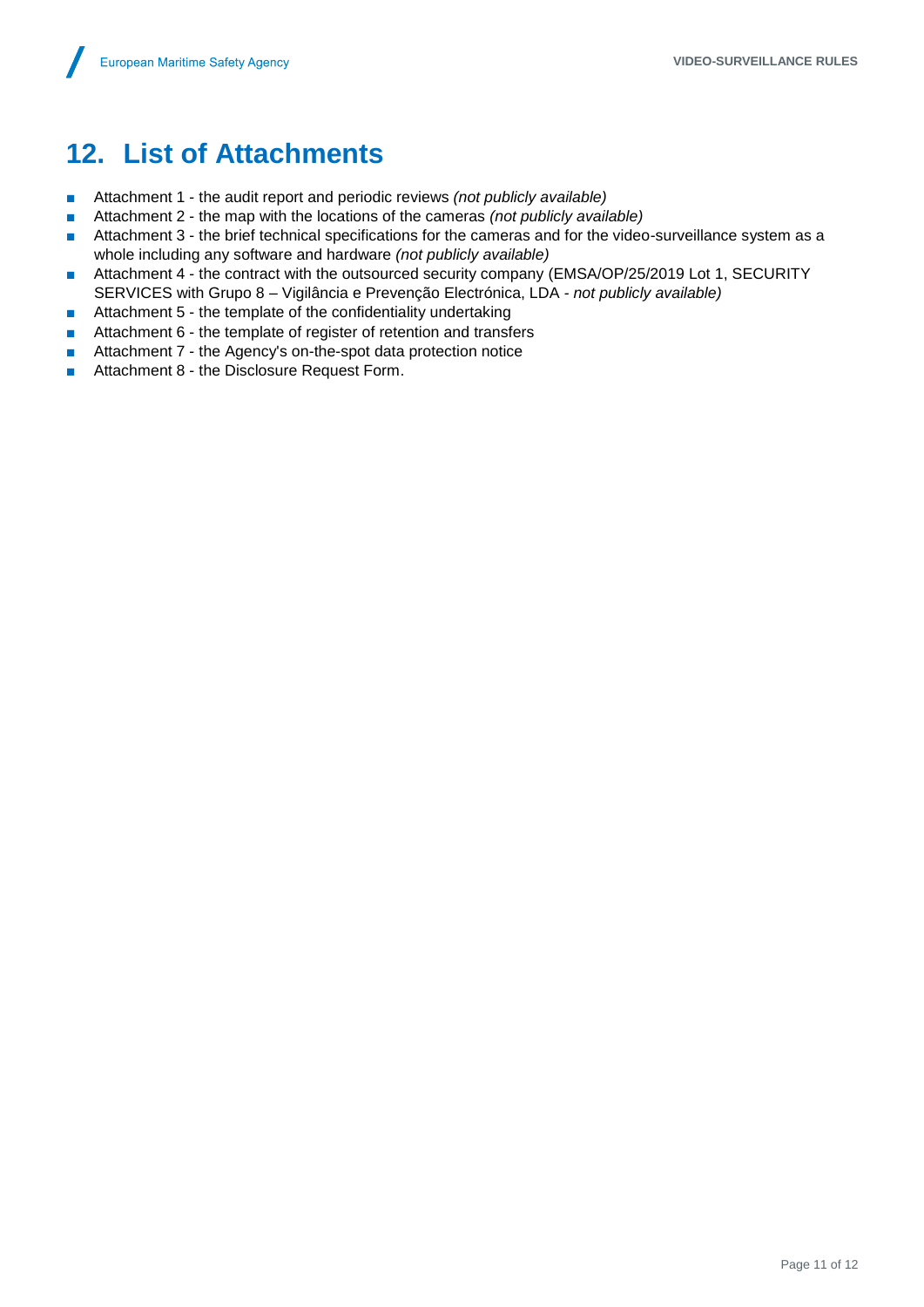## 12. List of Attachments

- Attachment 1 - the audit report and periodic reviews *(not publicly available)*
- Attachment 2 - the map with the locations of the cameras *(not publicly available)*
- Attachment 3 - the brief technical specifications for the cameras and for the video-surveillance system as a whole including any software and hardware *(not publicly available)*
- Attachment 4 - the contract with the outsourced security company (EMSA/OP/25/2019 Lot 1, SECURITY SERVICES with Grupo 8 – Vigilância e Prevenção Electrónica, LDA - *not publicly available)*
- Attachment 5 - the template of the confidentiality undertaking
- Attachment 6 - the template of register of retention and transfers
- Attachment 7 - the Agency's on-the-spot data protection notice
- Attachment 8 - the Disclosure Request Form.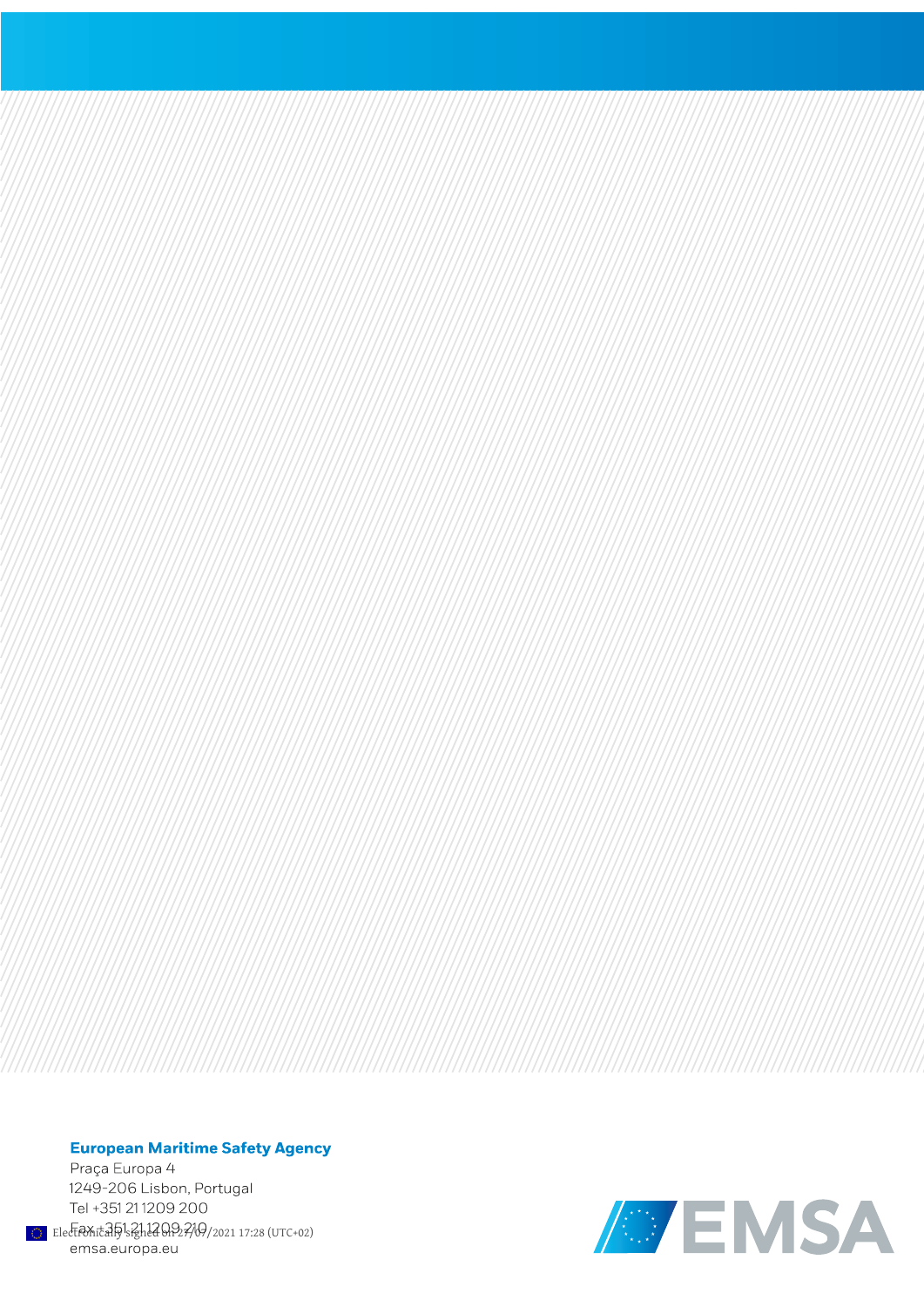**European Maritime Safety Agency**

Praça Europa 4
1249-206 Lisbon, Portugal
Tel +351 21 1209 200
Fax +351 21 1209 210
emsa.europa.eu

Electronically signed on 27/07/2021 17:28 (UTC+02)

EMSA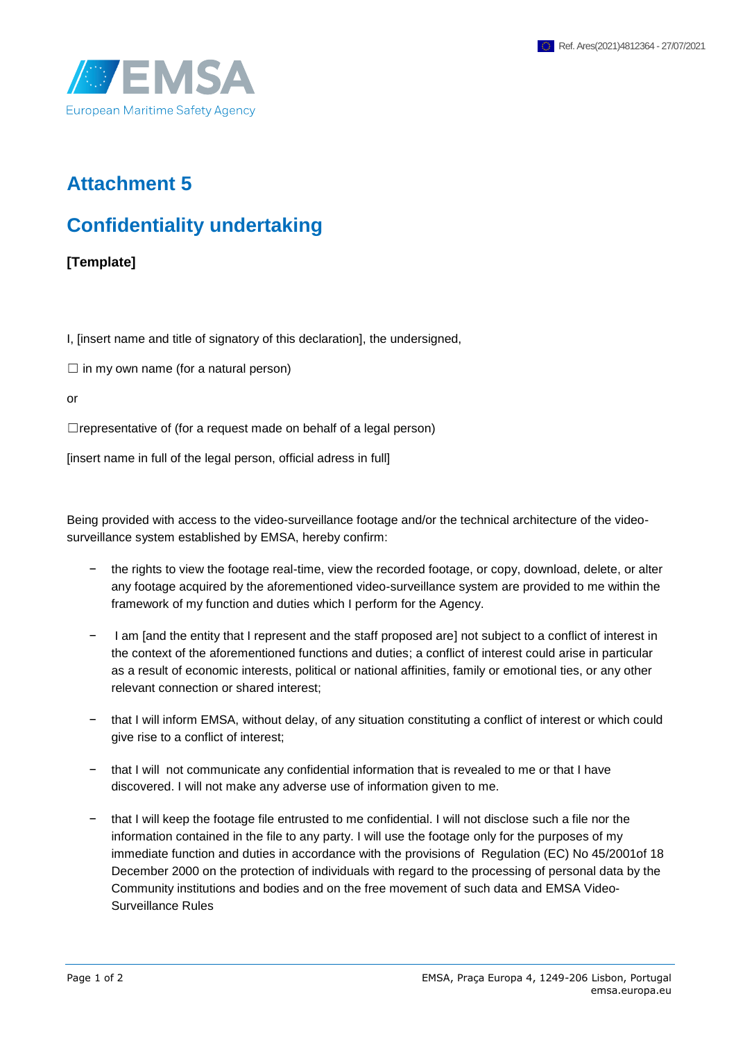# Attachment 5

# Confidentiality undertaking

**[Template]**

I, [insert name and title of signatory of this declaration], the undersigned,

☐ in my own name (for a natural person)

or

☐representative of (for a request made on behalf of a legal person)

[insert name in full of the legal person, official adress in full]

Being provided with access to the video-surveillance footage and/or the technical architecture of the video-surveillance system established by EMSA, hereby confirm:

- the rights to view the footage real-time, view the recorded footage, or copy, download, delete, or alter any footage acquired by the aforementioned video-surveillance system are provided to me within the framework of my function and duties which I perform for the Agency.
- I am [and the entity that I represent and the staff proposed are] not subject to a conflict of interest in the context of the aforementioned functions and duties; a conflict of interest could arise in particular as a result of economic interests, political or national affinities, family or emotional ties, or any other relevant connection or shared interest;
- that I will inform EMSA, without delay, of any situation constituting a conflict of interest or which could give rise to a conflict of interest;
- that I will not communicate any confidential information that is revealed to me or that I have discovered. I will not make any adverse use of information given to me.
- that I will keep the footage file entrusted to me confidential. I will not disclose such a file nor the information contained in the file to any party. I will use the footage only for the purposes of my immediate function and duties in accordance with the provisions of Regulation (EC) No 45/2001of 18 December 2000 on the protection of individuals with regard to the processing of personal data by the Community institutions and bodies and on the free movement of such data and EMSA Video-Surveillance Rules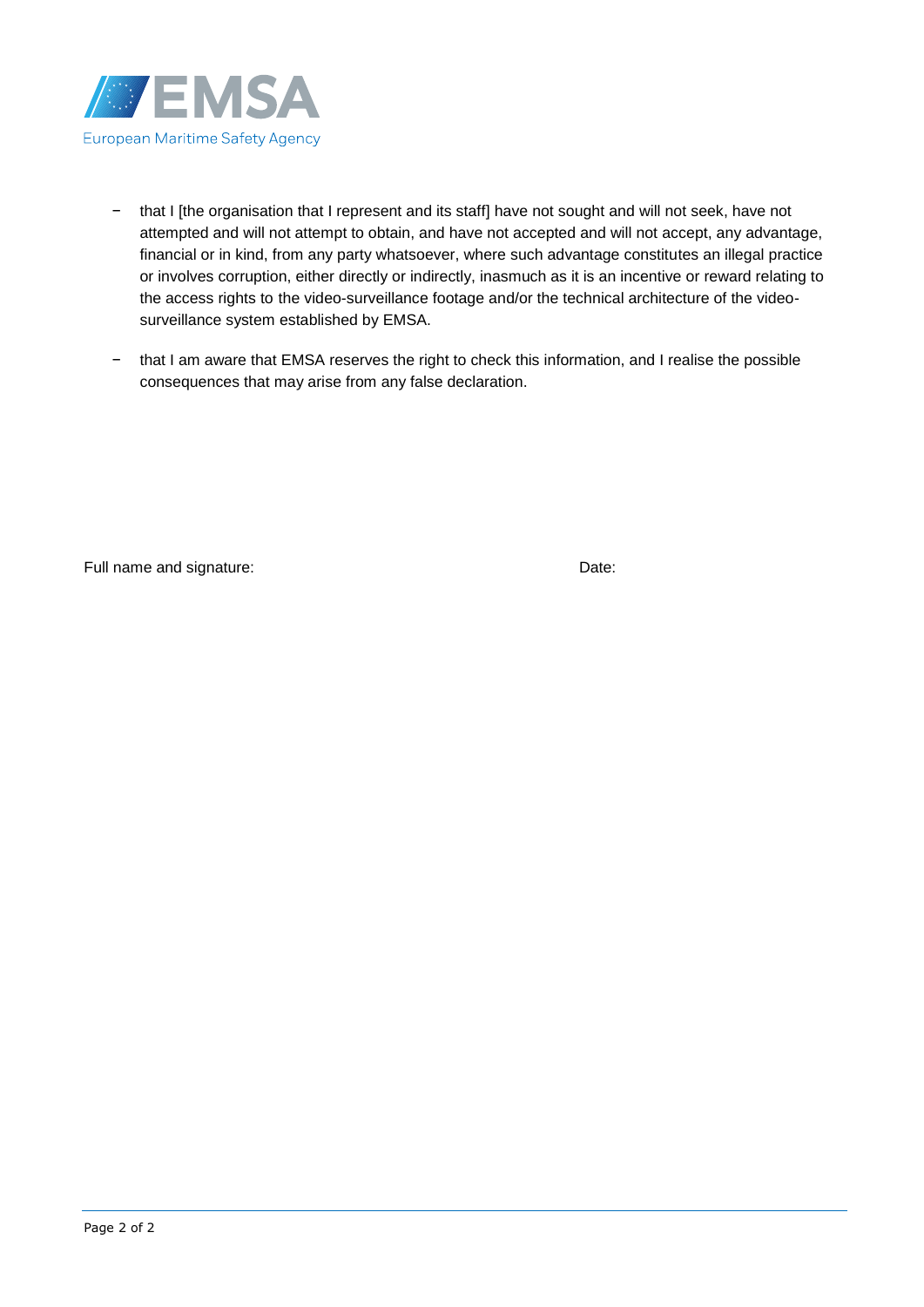- that I [the organisation that I represent and its staff] have not sought and will not seek, have not attempted and will not attempt to obtain, and have not accepted and will not accept, any advantage, financial or in kind, from any party whatsoever, where such advantage constitutes an illegal practice or involves corruption, either directly or indirectly, inasmuch as it is an incentive or reward relating to the access rights to the video-surveillance footage and/or the technical architecture of the video-surveillance system established by EMSA.
- that I am aware that EMSA reserves the right to check this information, and I realise the possible consequences that may arise from any false declaration.

Full name and signature: Date: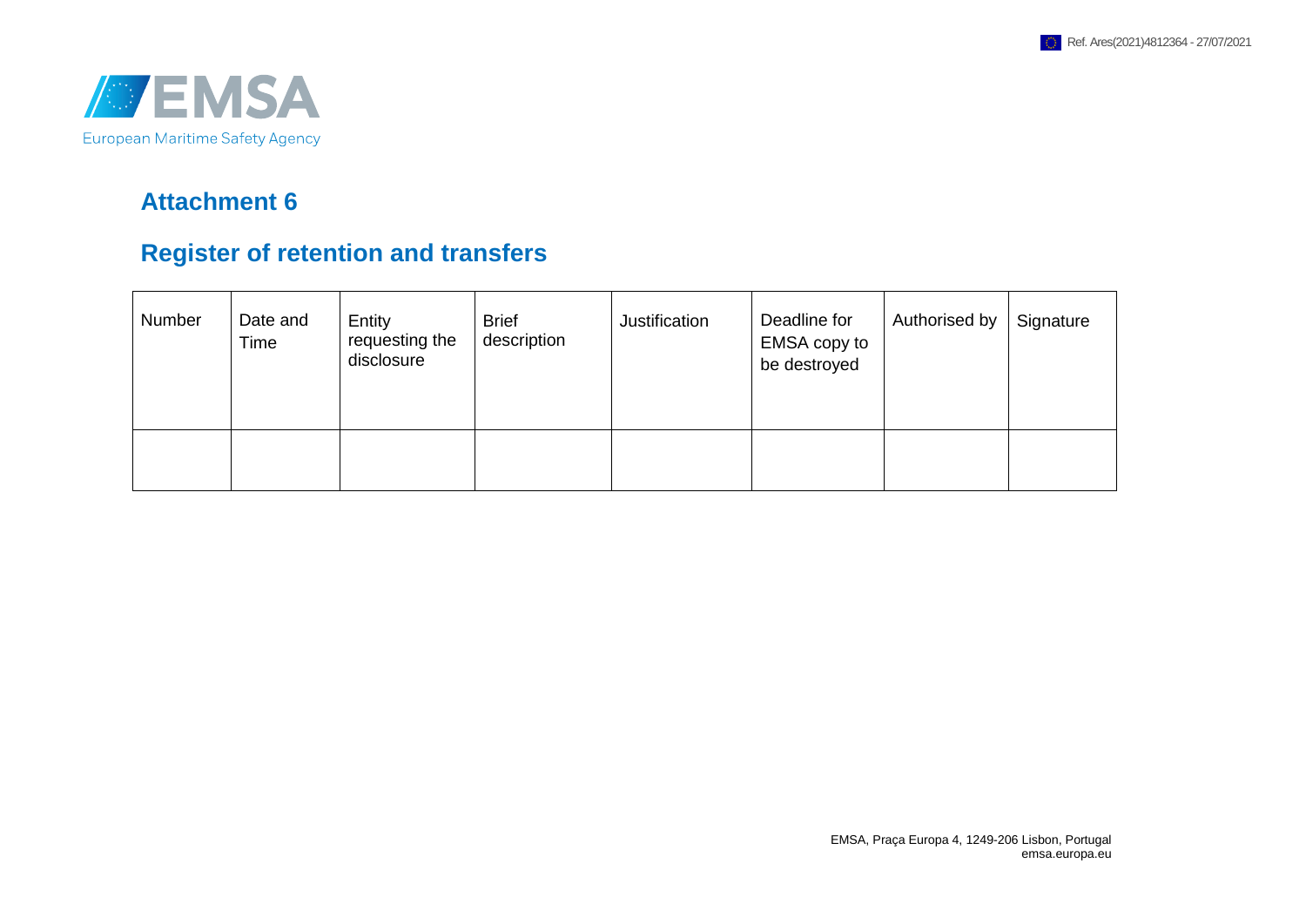## Attachment 6

## Register of retention and transfers

| Number | Date and Time | Entity requesting the disclosure | Brief description | Justification | Deadline for EMSA copy to be destroyed | Authorised by | Signature |
|---|---|---|---|---|---|---|---|
| | | | | | | | |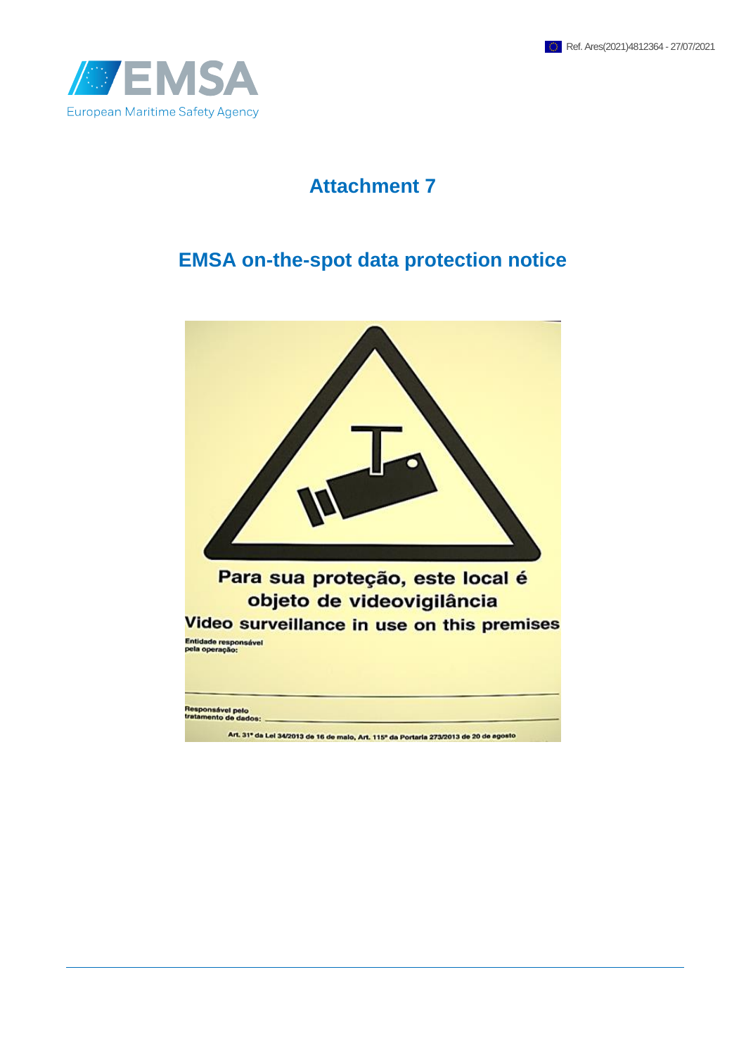# Attachment 7

## EMSA on-the-spot data protection notice

Para sua proteção, este local é objeto de videovigilância

Video surveillance in use on this premises

Entidade responsável pela operação:

Responsável pelo tratamento de dados:

Art. 31º da Lei 34/2013 de 16 de maio, Art. 115º da Portaria 273/2013 de 20 de agosto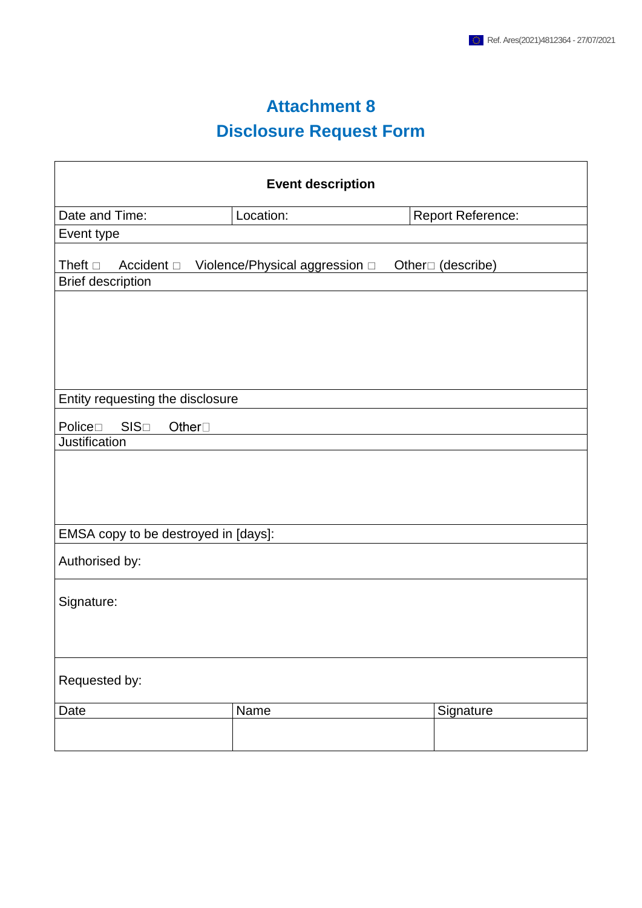# Attachment 8
# Disclosure Request Form

| | | |
|---|---|---|
| **Event description** | | |
| Date and Time: | Location: | Report Reference: |
| Event type | | |
| Theft □ Accident □ Violence/Physical aggression □ Other□ (describe) | | |
| Brief description | | |
| | | |
| Entity requesting the disclosure | | |
| Police□ SIS□ Other□ | | |
| Justification | | |
| | | |
| EMSA copy to be destroyed in [days]: | | |
| Authorised by: | | |
| Signature: | | |
| Requested by: | | |
| Date | Name | Signature |
| | | |